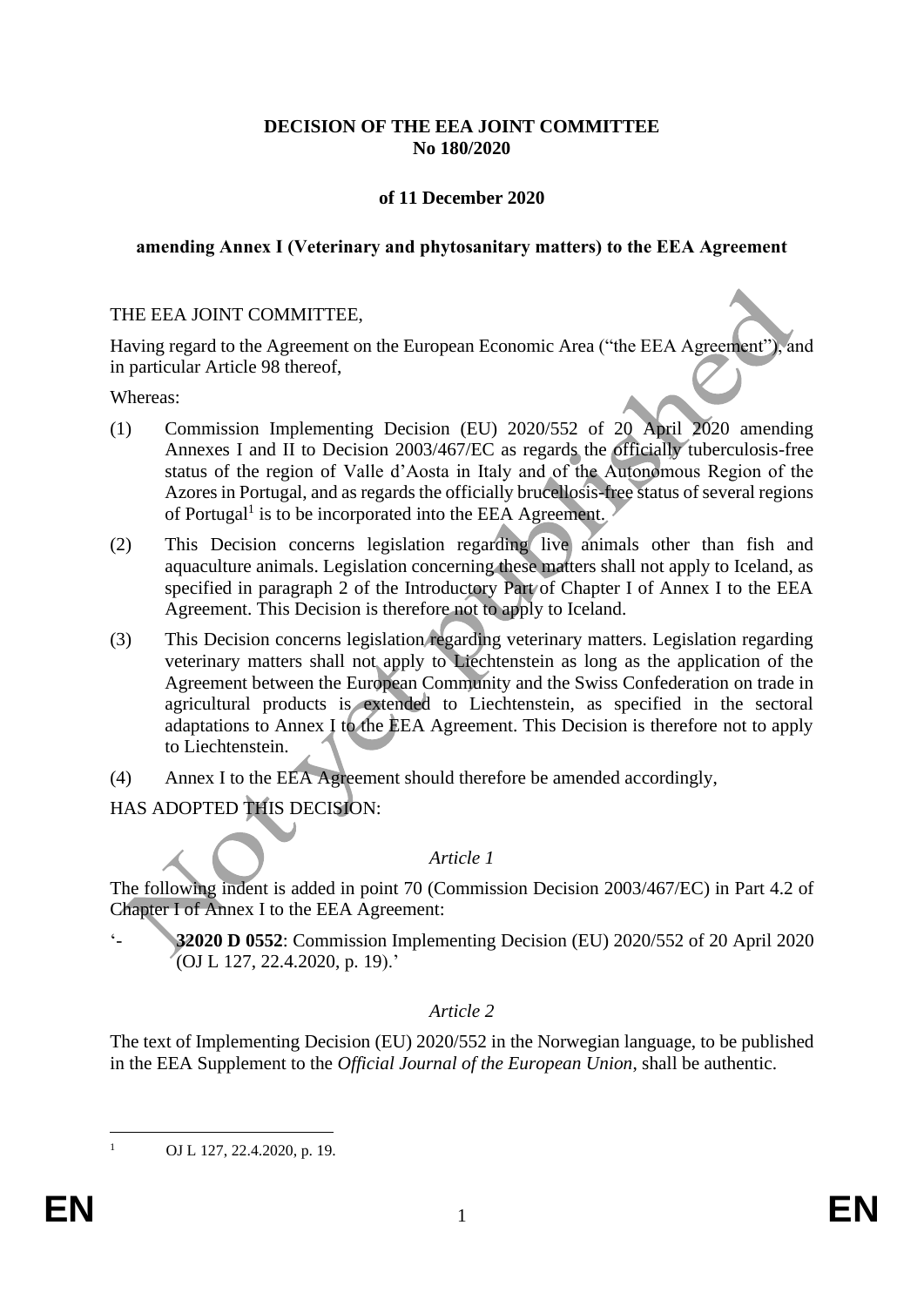**DECISION OF THE EEA JOINT COMMITTEE**
**No 180/2020**

**of 11 December 2020**

**amending Annex I (Veterinary and phytosanitary matters) to the EEA Agreement**

THE EEA JOINT COMMITTEE,

Having regard to the Agreement on the European Economic Area ("the EEA Agreement"), and in particular Article 98 thereof,

Whereas:

(1) Commission Implementing Decision (EU) 2020/552 of 20 April 2020 amending Annexes I and II to Decision 2003/467/EC as regards the officially tuberculosis-free status of the region of Valle d'Aosta in Italy and of the Autonomous Region of the Azores in Portugal, and as regards the officially brucellosis-free status of several regions of Portugal[1] is to be incorporated into the EEA Agreement.

(2) This Decision concerns legislation regarding live animals other than fish and aquaculture animals. Legislation concerning these matters shall not apply to Iceland, as specified in paragraph 2 of the Introductory Part of Chapter I of Annex I to the EEA Agreement. This Decision is therefore not to apply to Iceland.

(3) This Decision concerns legislation regarding veterinary matters. Legislation regarding veterinary matters shall not apply to Liechtenstein as long as the application of the Agreement between the European Community and the Swiss Confederation on trade in agricultural products is extended to Liechtenstein, as specified in the sectoral adaptations to Annex I to the EEA Agreement. This Decision is therefore not to apply to Liechtenstein.

(4) Annex I to the EEA Agreement should therefore be amended accordingly,

HAS ADOPTED THIS DECISION:

*Article 1*

The following indent is added in point 70 (Commission Decision 2003/467/EC) in Part 4.2 of Chapter I of Annex I to the EEA Agreement:

'- **32020 D 0552**: Commission Implementing Decision (EU) 2020/552 of 20 April 2020 (OJ L 127, 22.4.2020, p. 19).'

*Article 2*

The text of Implementing Decision (EU) 2020/552 in the Norwegian language, to be published in the EEA Supplement to the *Official Journal of the European Union*, shall be authentic.

---

[1] OJ L 127, 22.4.2020, p. 19.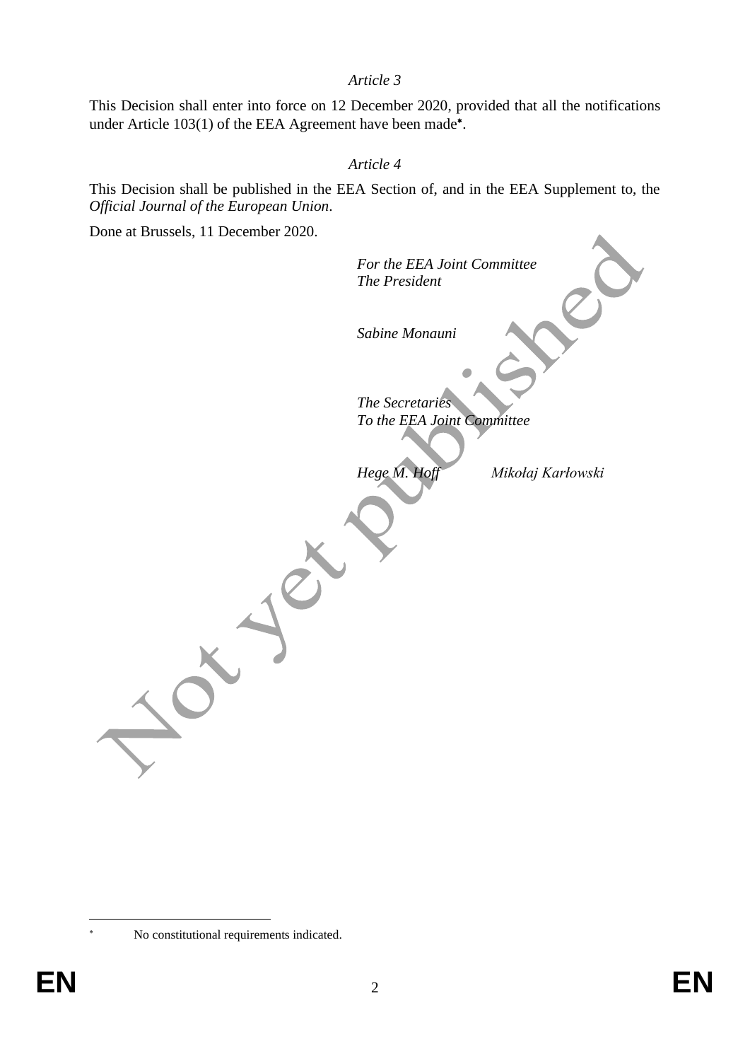*Article 3*

This Decision shall enter into force on 12 December 2020, provided that all the notifications under Article 103(1) of the EEA Agreement have been made*.

*Article 4*

This Decision shall be published in the EEA Section of, and in the EEA Supplement to, the *Official Journal of the European Union*.

Done at Brussels, 11 December 2020.

*For the EEA Joint Committee*
*The President*

*Sabine Monauni*

*The Secretaries*
*To the EEA Joint Committee*

*Hege M. Hoff* *Mikołaj Karłowski*

---

* No constitutional requirements indicated.